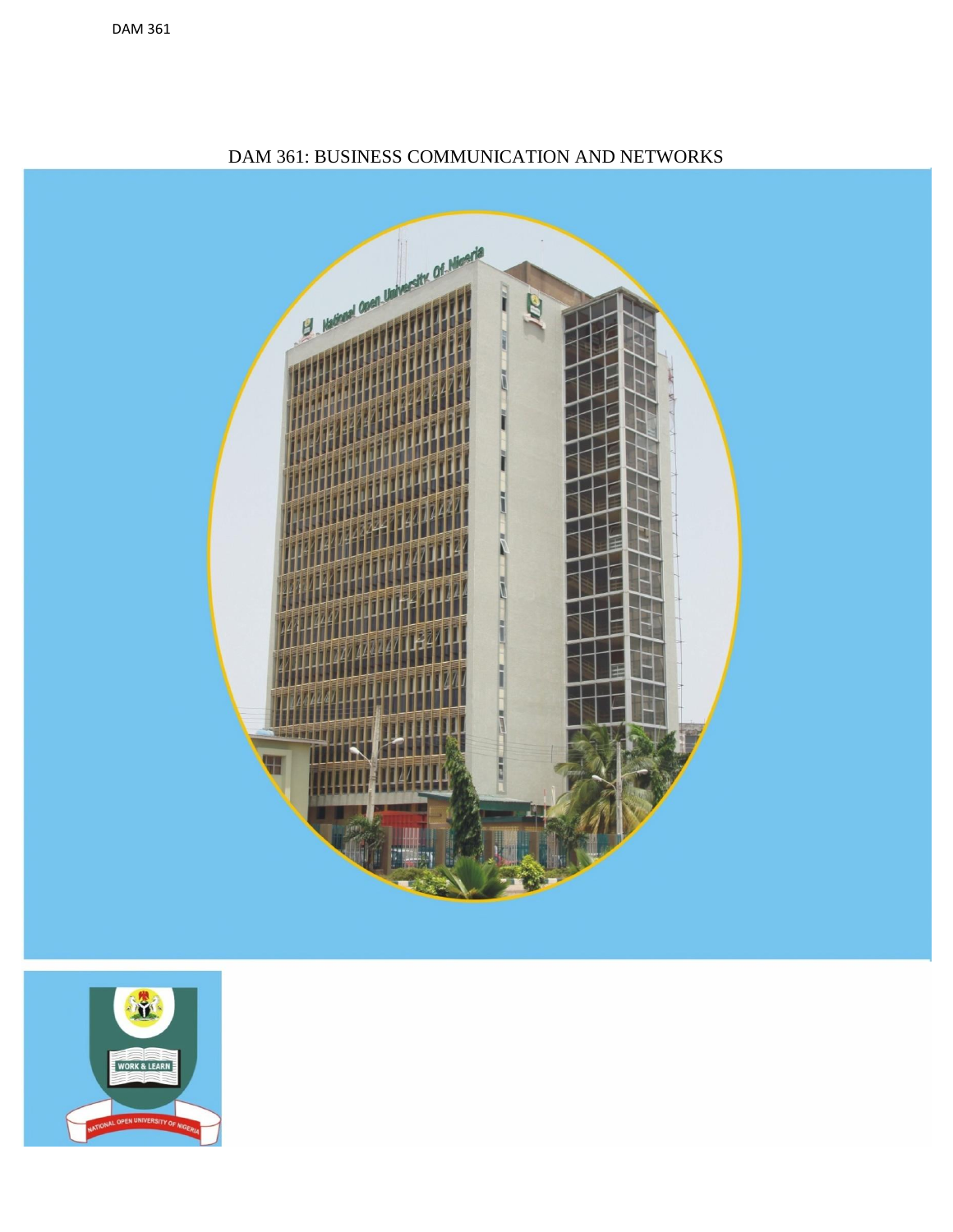# DAM 361: BUSINESS COMMUNICATION AND NETWORKS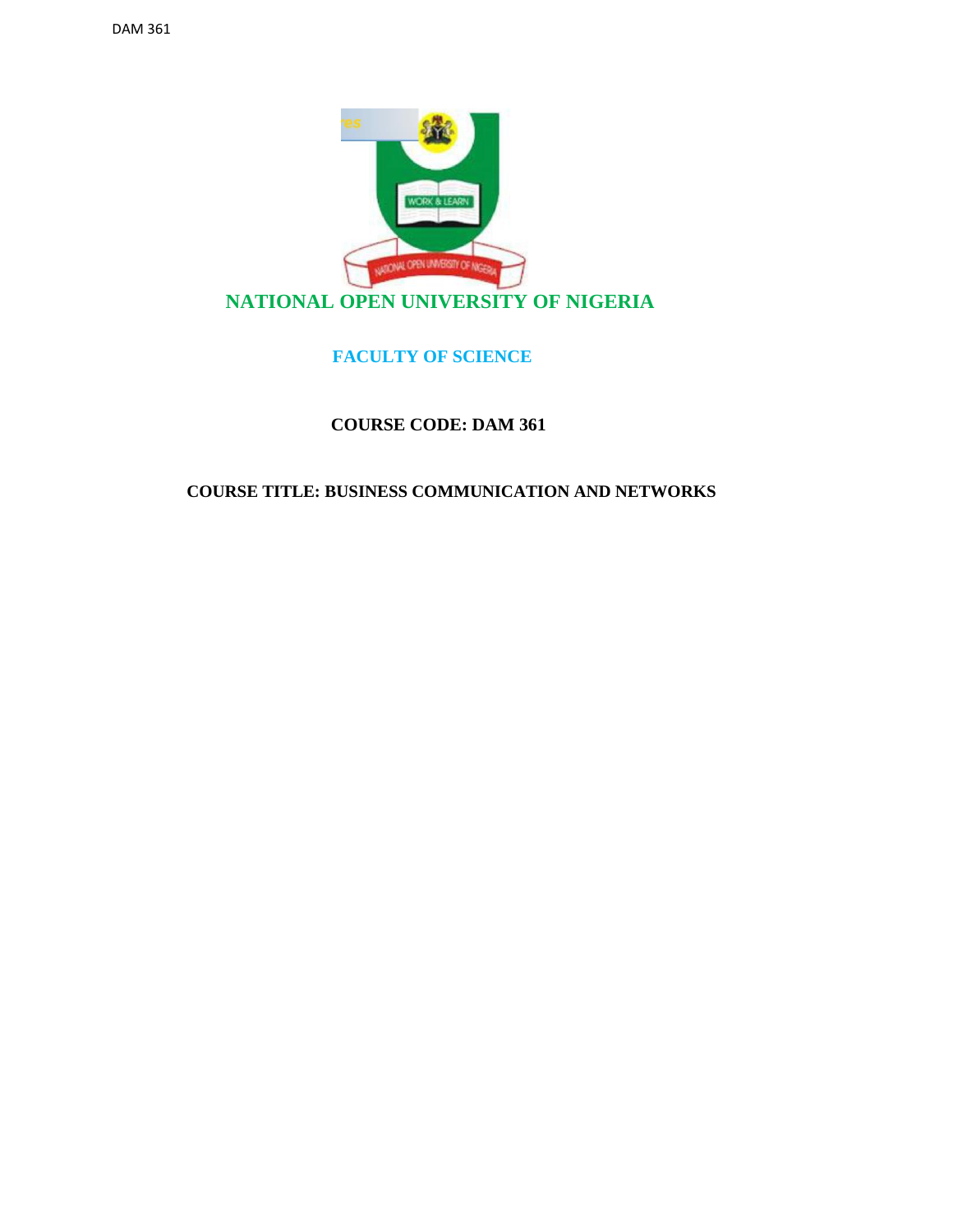# NATIONAL OPEN UNIVERSITY OF NIGERIA

## FACULTY OF SCIENCE

**COURSE CODE: DAM 361**

**COURSE TITLE: BUSINESS COMMUNICATION AND NETWORKS**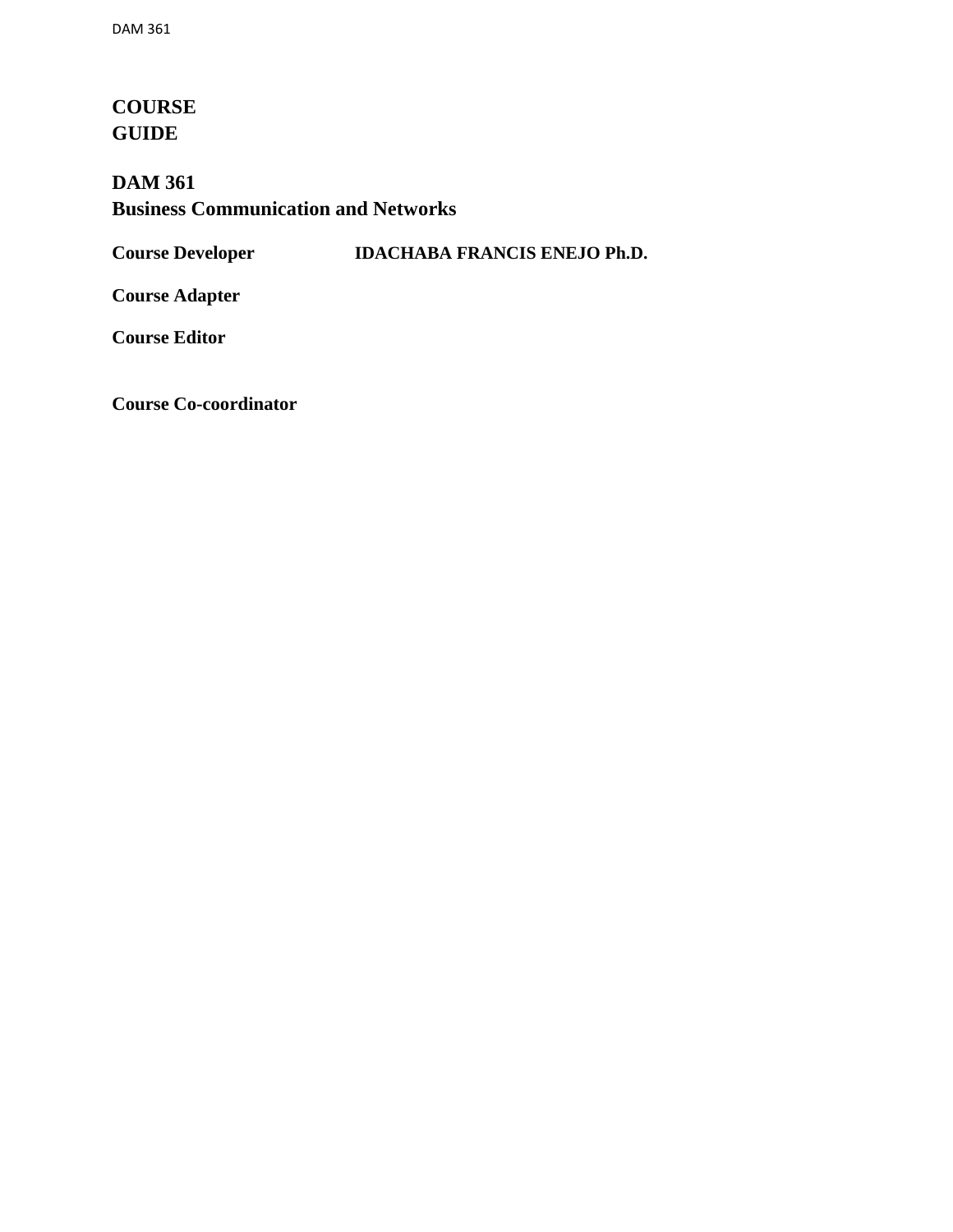# COURSE GUIDE

## DAM 361
## Business Communication and Networks

**Course Developer** IDACHABA FRANCIS ENEJO Ph.D.

**Course Adapter**

**Course Editor**

**Course Co-coordinator**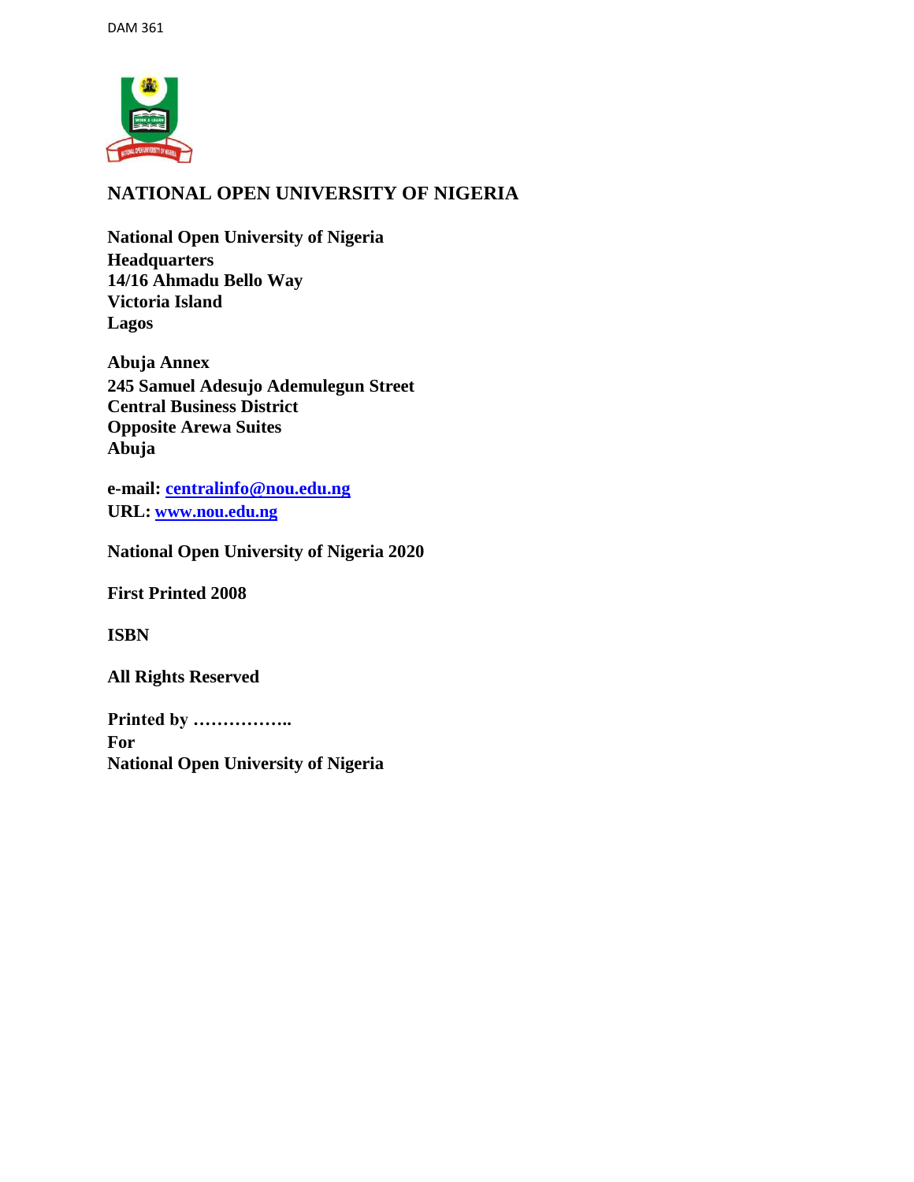# NATIONAL OPEN UNIVERSITY OF NIGERIA

**National Open University of Nigeria**
**Headquarters**
**14/16 Ahmadu Bello Way**
**Victoria Island**
**Lagos**

**Abuja Annex**
**245 Samuel Adesujo Ademulegun Street**
**Central Business District**
**Opposite Arewa Suites**
**Abuja**

**e-mail: centralinfo@nou.edu.ng**
**URL: www.nou.edu.ng**

**National Open University of Nigeria 2020**

**First Printed 2008**

**ISBN**

**All Rights Reserved**

**Printed by ……………..**
**For**
**National Open University of Nigeria**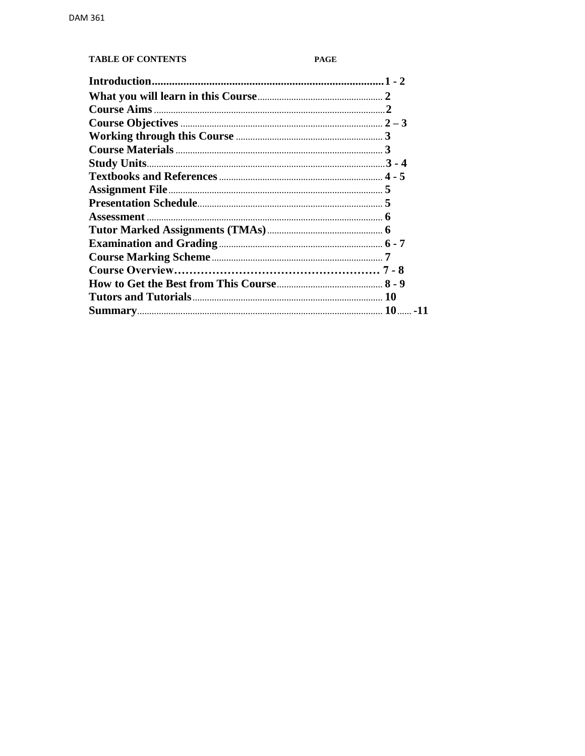**TABLE OF CONTENTS** **PAGE**

| | |
|---|---|
| **Introduction** | **1 - 2** |
| **What you will learn in this Course** | **2** |
| **Course Aims** | **2** |
| **Course Objectives** | **2 – 3** |
| **Working through this Course** | **3** |
| **Course Materials** | **3** |
| **Study Units** | **3 - 4** |
| **Textbooks and References** | **4 - 5** |
| **Assignment File** | **5** |
| **Presentation Schedule** | **5** |
| **Assessment** | **6** |
| **Tutor Marked Assignments (TMAs)** | **6** |
| **Examination and Grading** | **6 - 7** |
| **Course Marking Scheme** | **7** |
| **Course Overview** | **7 - 8** |
| **How to Get the Best from This Course** | **8 - 9** |
| **Tutors and Tutorials** | **10** |
| **Summary** | **10...... -11** |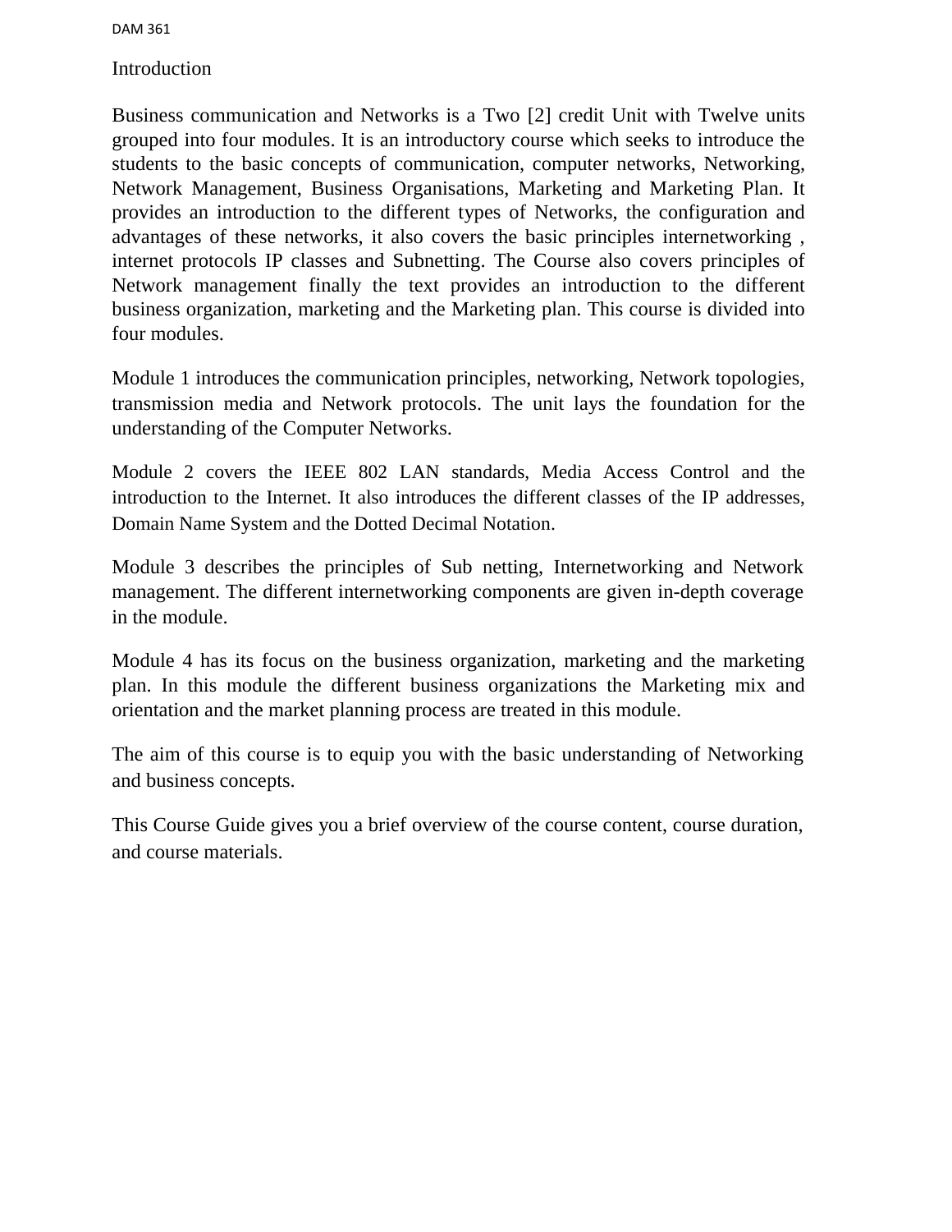## Introduction

Business communication and Networks is a Two [2] credit Unit with Twelve units grouped into four modules. It is an introductory course which seeks to introduce the students to the basic concepts of communication, computer networks, Networking, Network Management, Business Organisations, Marketing and Marketing Plan. It provides an introduction to the different types of Networks, the configuration and advantages of these networks, it also covers the basic principles internetworking , internet protocols IP classes and Subnetting. The Course also covers principles of Network management finally the text provides an introduction to the different business organization, marketing and the Marketing plan. This course is divided into four modules.

Module 1 introduces the communication principles, networking, Network topologies, transmission media and Network protocols. The unit lays the foundation for the understanding of the Computer Networks.

Module 2 covers the IEEE 802 LAN standards, Media Access Control and the introduction to the Internet. It also introduces the different classes of the IP addresses, Domain Name System and the Dotted Decimal Notation.

Module 3 describes the principles of Sub netting, Internetworking and Network management. The different internetworking components are given in-depth coverage in the module.

Module 4 has its focus on the business organization, marketing and the marketing plan. In this module the different business organizations the Marketing mix and orientation and the market planning process are treated in this module.

The aim of this course is to equip you with the basic understanding of Networking and business concepts.

This Course Guide gives you a brief overview of the course content, course duration, and course materials.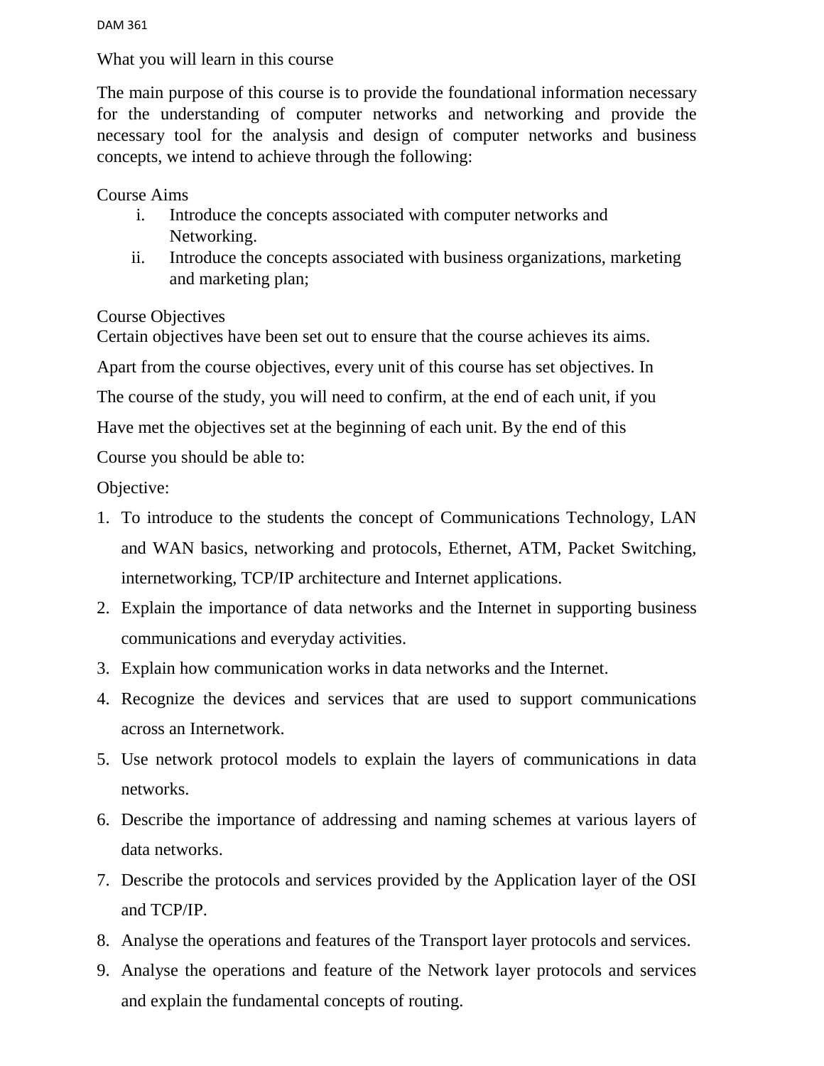What you will learn in this course

The main purpose of this course is to provide the foundational information necessary for the understanding of computer networks and networking and provide the necessary tool for the analysis and design of computer networks and business concepts, we intend to achieve through the following:

Course Aims

i. Introduce the concepts associated with computer networks and Networking.
ii. Introduce the concepts associated with business organizations, marketing and marketing plan;

Course Objectives

Certain objectives have been set out to ensure that the course achieves its aims.

Apart from the course objectives, every unit of this course has set objectives. In The course of the study, you will need to confirm, at the end of each unit, if you Have met the objectives set at the beginning of each unit. By the end of this Course you should be able to:

Objective:

1. To introduce to the students the concept of Communications Technology, LAN and WAN basics, networking and protocols, Ethernet, ATM, Packet Switching, internetworking, TCP/IP architecture and Internet applications.
2. Explain the importance of data networks and the Internet in supporting business communications and everyday activities.
3. Explain how communication works in data networks and the Internet.
4. Recognize the devices and services that are used to support communications across an Internetwork.
5. Use network protocol models to explain the layers of communications in data networks.
6. Describe the importance of addressing and naming schemes at various layers of data networks.
7. Describe the protocols and services provided by the Application layer of the OSI and TCP/IP.
8. Analyse the operations and features of the Transport layer protocols and services.
9. Analyse the operations and feature of the Network layer protocols and services and explain the fundamental concepts of routing.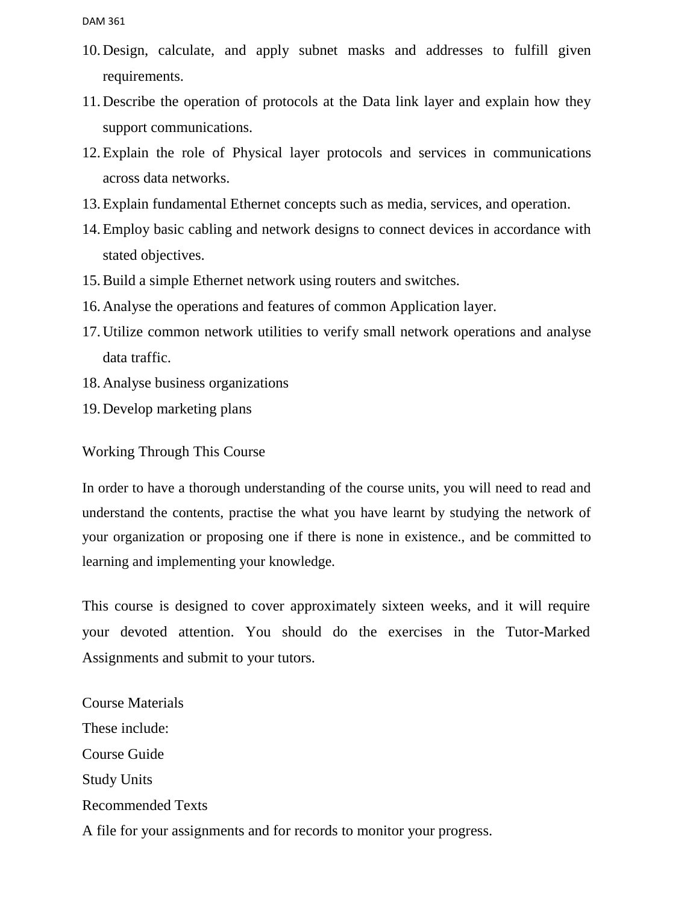10. Design, calculate, and apply subnet masks and addresses to fulfill given requirements.
11. Describe the operation of protocols at the Data link layer and explain how they support communications.
12. Explain the role of Physical layer protocols and services in communications across data networks.
13. Explain fundamental Ethernet concepts such as media, services, and operation.
14. Employ basic cabling and network designs to connect devices in accordance with stated objectives.
15. Build a simple Ethernet network using routers and switches.
16. Analyse the operations and features of common Application layer.
17. Utilize common network utilities to verify small network operations and analyse data traffic.
18. Analyse business organizations
19. Develop marketing plans

Working Through This Course

In order to have a thorough understanding of the course units, you will need to read and understand the contents, practise the what you have learnt by studying the network of your organization or proposing one if there is none in existence., and be committed to learning and implementing your knowledge.

This course is designed to cover approximately sixteen weeks, and it will require your devoted attention. You should do the exercises in the Tutor-Marked Assignments and submit to your tutors.

Course Materials

These include:

Course Guide

Study Units

Recommended Texts

A file for your assignments and for records to monitor your progress.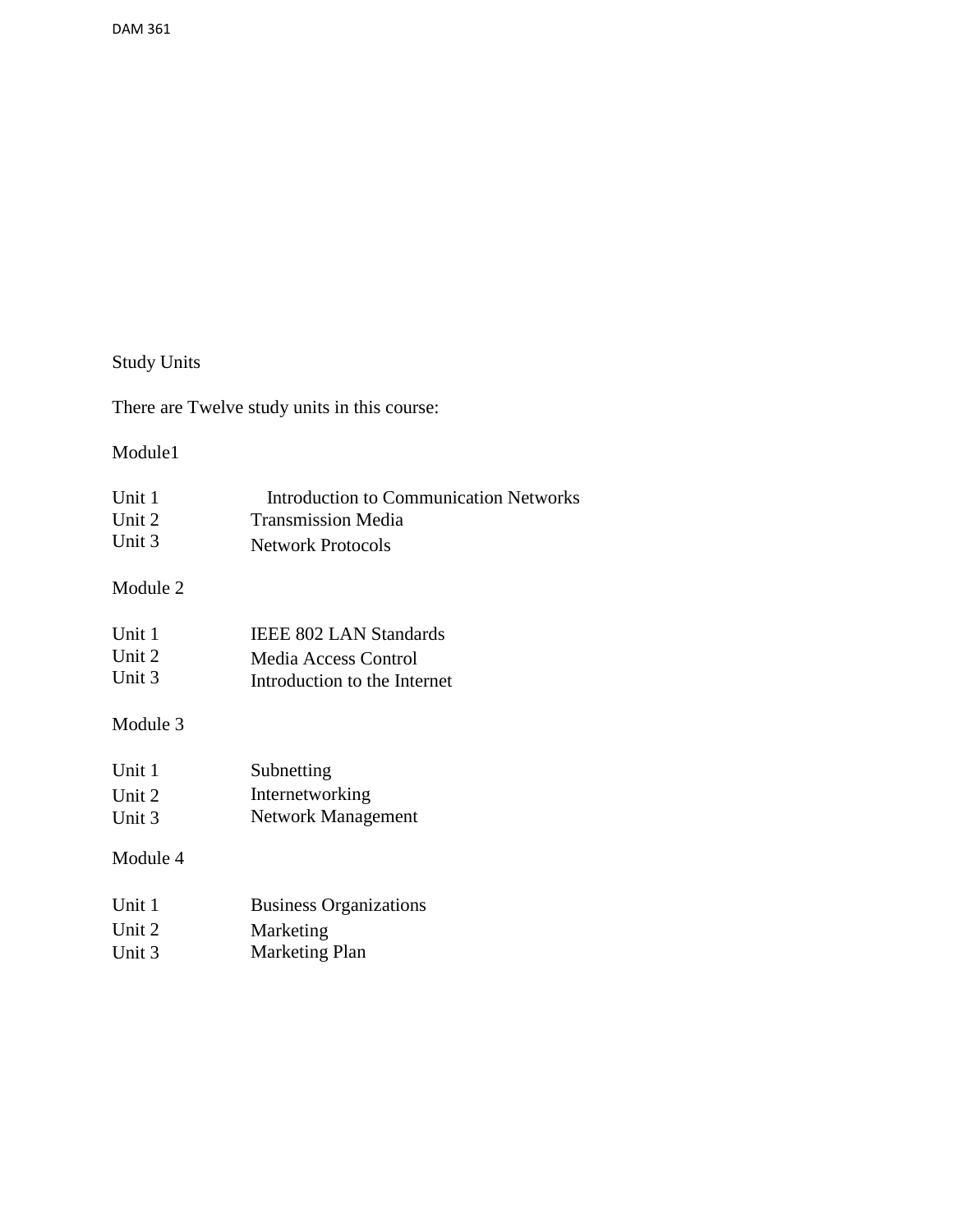## Study Units

There are Twelve study units in this course:

**Module1**

| | |
|---|---|
| Unit 1 | Introduction to Communication Networks |
| Unit 2 | Transmission Media |
| Unit 3 | Network Protocols |

**Module 2**

| | |
|---|---|
| Unit 1 | IEEE 802 LAN Standards |
| Unit 2 | Media Access Control |
| Unit 3 | Introduction to the Internet |

**Module 3**

| | |
|---|---|
| Unit 1 | Subnetting |
| Unit 2 | Internetworking |
| Unit 3 | Network Management |

**Module 4**

| | |
|---|---|
| Unit 1 | Business Organizations |
| Unit 2 | Marketing |
| Unit 3 | Marketing Plan |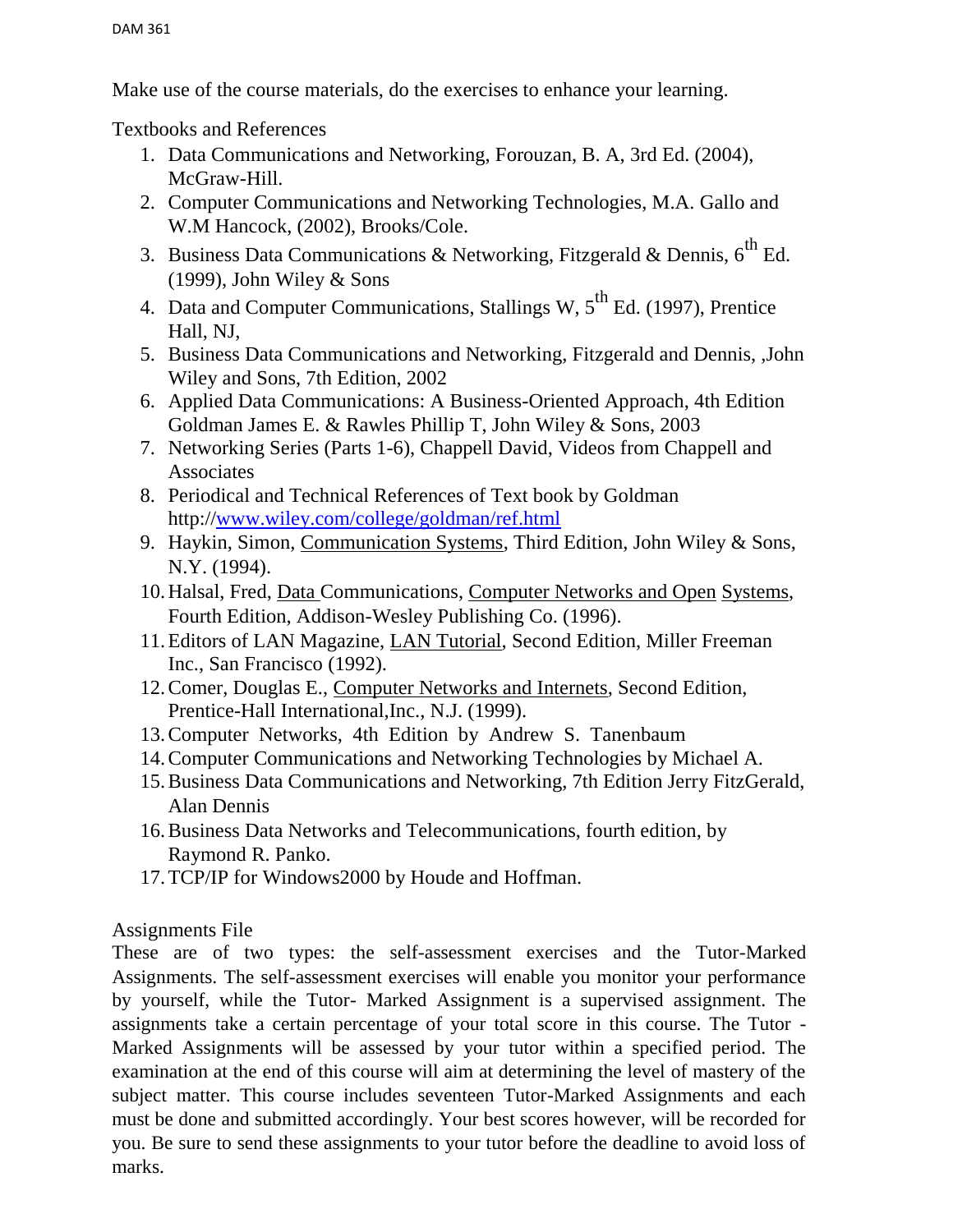Make use of the course materials, do the exercises to enhance your learning.

Textbooks and References

1. Data Communications and Networking, Forouzan, B. A, 3rd Ed. (2004), McGraw-Hill.
2. Computer Communications and Networking Technologies, M.A. Gallo and W.M Hancock, (2002), Brooks/Cole.
3. Business Data Communications & Networking, Fitzgerald & Dennis, 6$^{th}$ Ed. (1999), John Wiley & Sons
4. Data and Computer Communications, Stallings W, 5$^{th}$ Ed. (1997), Prentice Hall, NJ,
5. Business Data Communications and Networking, Fitzgerald and Dennis, ,John Wiley and Sons, 7th Edition, 2002
6. Applied Data Communications: A Business-Oriented Approach, 4th Edition Goldman James E. & Rawles Phillip T, John Wiley & Sons, 2003
7. Networking Series (Parts 1-6), Chappell David, Videos from Chappell and Associates
8. Periodical and Technical References of Text book by Goldman http://www.wiley.com/college/goldman/ref.html
9. Haykin, Simon, Communication Systems, Third Edition, John Wiley & Sons, N.Y. (1994).
10. Halsal, Fred, Data Communications, Computer Networks and Open Systems, Fourth Edition, Addison-Wesley Publishing Co. (1996).
11. Editors of LAN Magazine, LAN Tutorial, Second Edition, Miller Freeman Inc., San Francisco (1992).
12. Comer, Douglas E., Computer Networks and Internets, Second Edition, Prentice-Hall International,Inc., N.J. (1999).
13. Computer Networks, 4th Edition by Andrew S. Tanenbaum
14. Computer Communications and Networking Technologies by Michael A.
15. Business Data Communications and Networking, 7th Edition Jerry FitzGerald, Alan Dennis
16. Business Data Networks and Telecommunications, fourth edition, by Raymond R. Panko.
17. TCP/IP for Windows2000 by Houde and Hoffman.

Assignments File

These are of two types: the self-assessment exercises and the Tutor-Marked Assignments. The self-assessment exercises will enable you monitor your performance by yourself, while the Tutor- Marked Assignment is a supervised assignment. The assignments take a certain percentage of your total score in this course. The Tutor - Marked Assignments will be assessed by your tutor within a specified period. The examination at the end of this course will aim at determining the level of mastery of the subject matter. This course includes seventeen Tutor-Marked Assignments and each must be done and submitted accordingly. Your best scores however, will be recorded for you. Be sure to send these assignments to your tutor before the deadline to avoid loss of marks.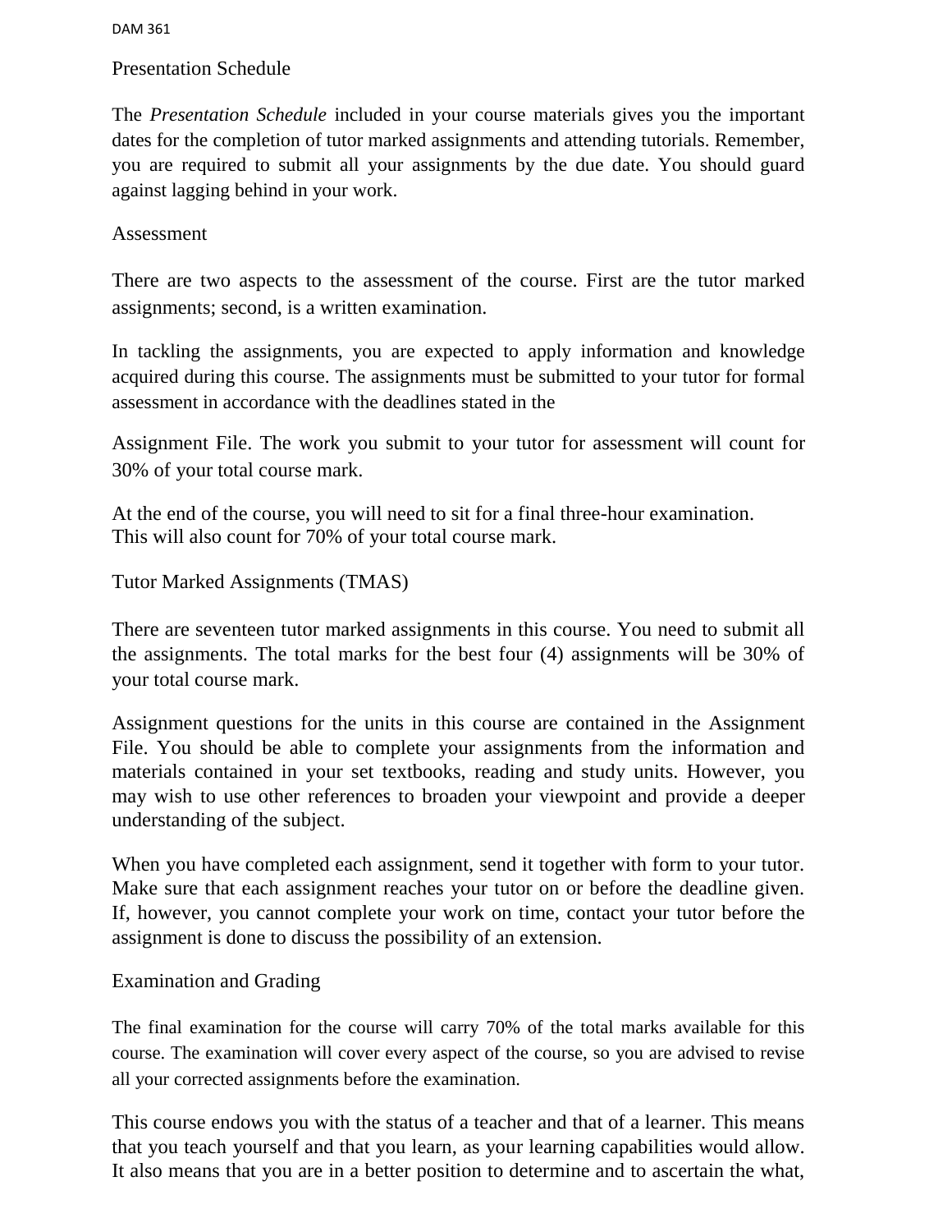## Presentation Schedule

The *Presentation Schedule* included in your course materials gives you the important dates for the completion of tutor marked assignments and attending tutorials. Remember, you are required to submit all your assignments by the due date. You should guard against lagging behind in your work.

## Assessment

There are two aspects to the assessment of the course. First are the tutor marked assignments; second, is a written examination.

In tackling the assignments, you are expected to apply information and knowledge acquired during this course. The assignments must be submitted to your tutor for formal assessment in accordance with the deadlines stated in the

Assignment File. The work you submit to your tutor for assessment will count for 30% of your total course mark.

At the end of the course, you will need to sit for a final three-hour examination. This will also count for 70% of your total course mark.

## Tutor Marked Assignments (TMAS)

There are seventeen tutor marked assignments in this course. You need to submit all the assignments. The total marks for the best four (4) assignments will be 30% of your total course mark.

Assignment questions for the units in this course are contained in the Assignment File. You should be able to complete your assignments from the information and materials contained in your set textbooks, reading and study units. However, you may wish to use other references to broaden your viewpoint and provide a deeper understanding of the subject.

When you have completed each assignment, send it together with form to your tutor. Make sure that each assignment reaches your tutor on or before the deadline given. If, however, you cannot complete your work on time, contact your tutor before the assignment is done to discuss the possibility of an extension.

## Examination and Grading

The final examination for the course will carry 70% of the total marks available for this course. The examination will cover every aspect of the course, so you are advised to revise all your corrected assignments before the examination.

This course endows you with the status of a teacher and that of a learner. This means that you teach yourself and that you learn, as your learning capabilities would allow. It also means that you are in a better position to determine and to ascertain the what,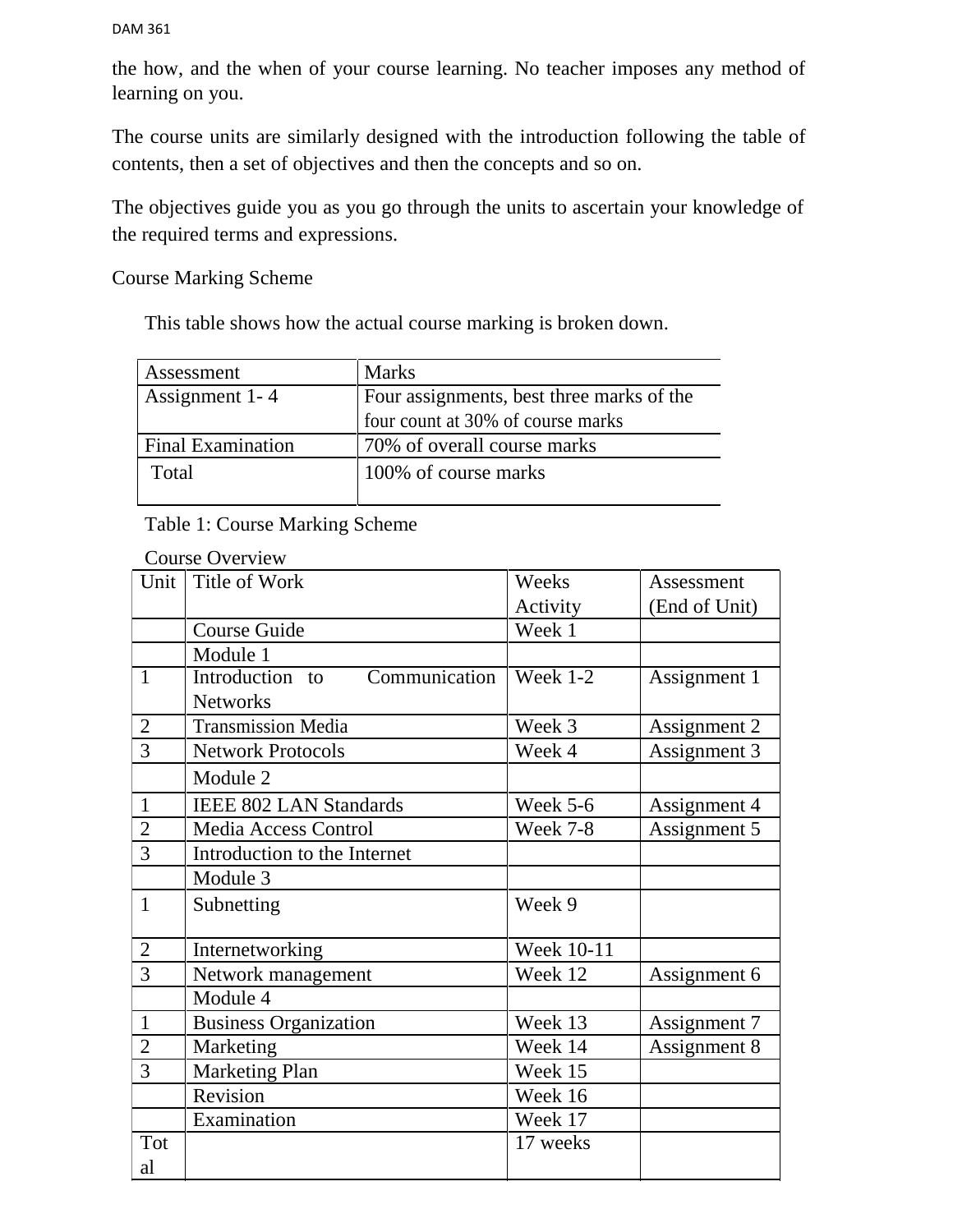the how, and the when of your course learning. No teacher imposes any method of learning on you.

The course units are similarly designed with the introduction following the table of contents, then a set of objectives and then the concepts and so on.

The objectives guide you as you go through the units to ascertain your knowledge of the required terms and expressions.

## Course Marking Scheme

This table shows how the actual course marking is broken down.

| Assessment | Marks |
|---|---|
| Assignment 1- 4 | Four assignments, best three marks of the four count at 30% of course marks |
| Final Examination | 70% of overall course marks |
| Total | 100% of course marks |

Table 1: Course Marking Scheme

## Course Overview

| Unit | Title of Work | Weeks Activity | Assessment (End of Unit) |
|---|---|---|---|
| | Course Guide | Week 1 | |
| | Module 1 | | |
| 1 | Introduction to Communication Networks | Week 1-2 | Assignment 1 |
| 2 | Transmission Media | Week 3 | Assignment 2 |
| 3 | Network Protocols | Week 4 | Assignment 3 |
| | Module 2 | | |
| 1 | IEEE 802 LAN Standards | Week 5-6 | Assignment 4 |
| 2 | Media Access Control | Week 7-8 | Assignment 5 |
| 3 | Introduction to the Internet | | |
| | Module 3 | | |
| 1 | Subnetting | Week 9 | |
| 2 | Internetworking | Week 10-11 | |
| 3 | Network management | Week 12 | Assignment 6 |
| | Module 4 | | |
| 1 | Business Organization | Week 13 | Assignment 7 |
| 2 | Marketing | Week 14 | Assignment 8 |
| 3 | Marketing Plan | Week 15 | |
| | Revision | Week 16 | |
| | Examination | Week 17 | |
| Total | | 17 weeks | |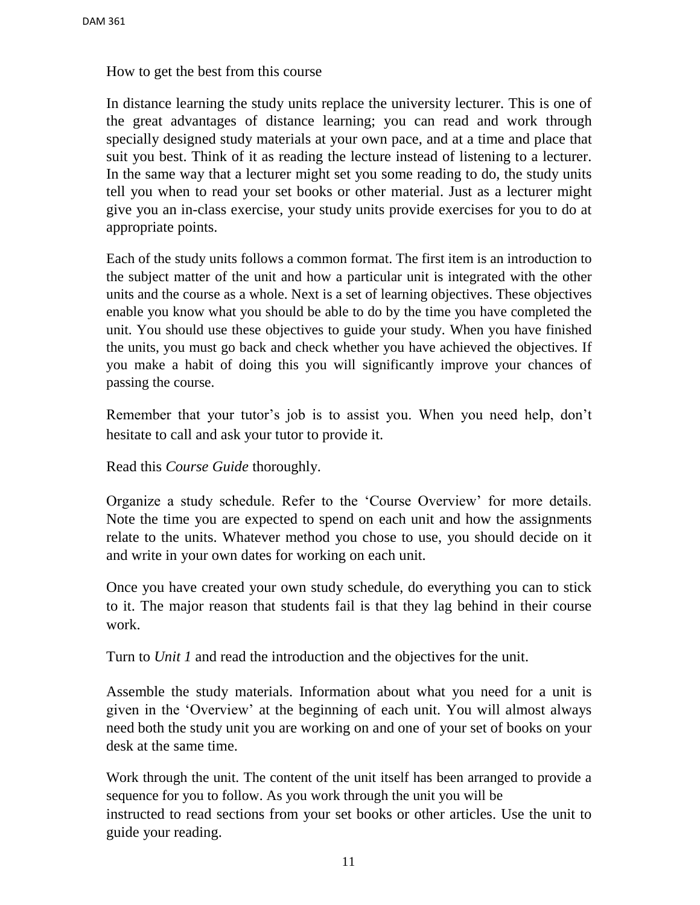## How to get the best from this course

In distance learning the study units replace the university lecturer. This is one of the great advantages of distance learning; you can read and work through specially designed study materials at your own pace, and at a time and place that suit you best. Think of it as reading the lecture instead of listening to a lecturer. In the same way that a lecturer might set you some reading to do, the study units tell you when to read your set books or other material. Just as a lecturer might give you an in-class exercise, your study units provide exercises for you to do at appropriate points.

Each of the study units follows a common format. The first item is an introduction to the subject matter of the unit and how a particular unit is integrated with the other units and the course as a whole. Next is a set of learning objectives. These objectives enable you know what you should be able to do by the time you have completed the unit. You should use these objectives to guide your study. When you have finished the units, you must go back and check whether you have achieved the objectives. If you make a habit of doing this you will significantly improve your chances of passing the course.

Remember that your tutor's job is to assist you. When you need help, don't hesitate to call and ask your tutor to provide it.

Read this *Course Guide* thoroughly.

Organize a study schedule. Refer to the 'Course Overview' for more details. Note the time you are expected to spend on each unit and how the assignments relate to the units. Whatever method you chose to use, you should decide on it and write in your own dates for working on each unit.

Once you have created your own study schedule, do everything you can to stick to it. The major reason that students fail is that they lag behind in their course work.

Turn to *Unit 1* and read the introduction and the objectives for the unit.

Assemble the study materials. Information about what you need for a unit is given in the 'Overview' at the beginning of each unit. You will almost always need both the study unit you are working on and one of your set of books on your desk at the same time.

Work through the unit. The content of the unit itself has been arranged to provide a sequence for you to follow. As you work through the unit you will be instructed to read sections from your set books or other articles. Use the unit to guide your reading.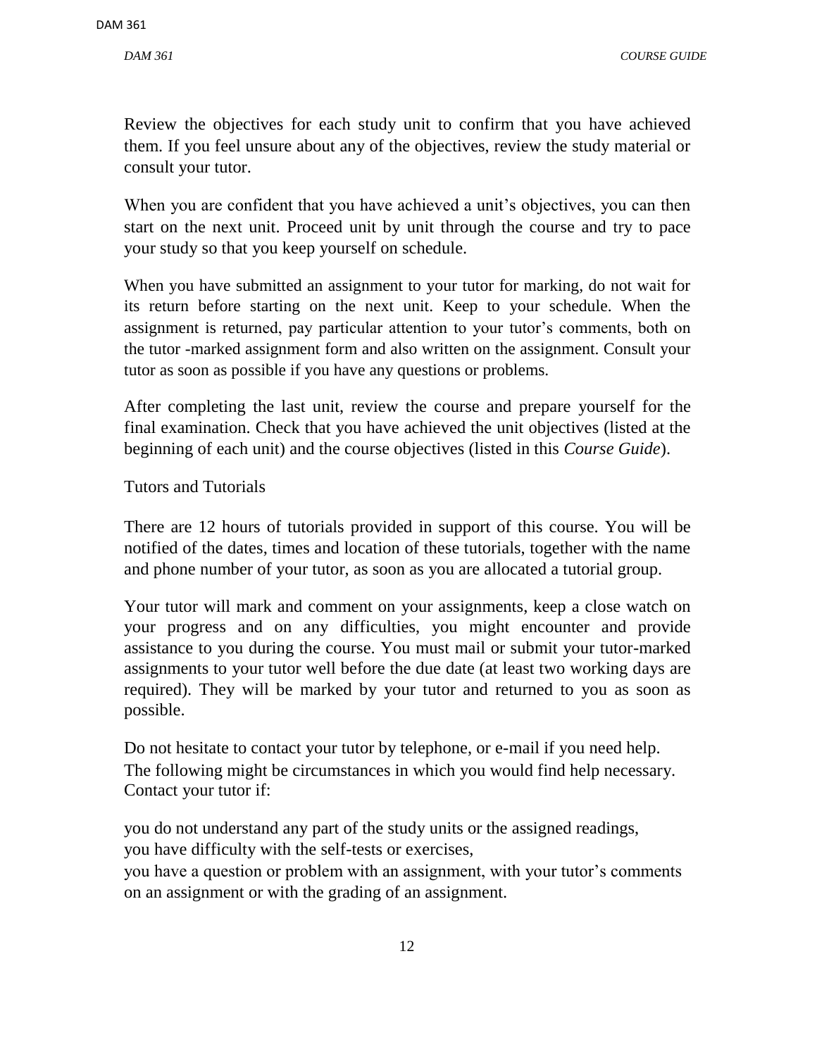Review the objectives for each study unit to confirm that you have achieved them. If you feel unsure about any of the objectives, review the study material or consult your tutor.

When you are confident that you have achieved a unit's objectives, you can then start on the next unit. Proceed unit by unit through the course and try to pace your study so that you keep yourself on schedule.

When you have submitted an assignment to your tutor for marking, do not wait for its return before starting on the next unit. Keep to your schedule. When the assignment is returned, pay particular attention to your tutor's comments, both on the tutor -marked assignment form and also written on the assignment. Consult your tutor as soon as possible if you have any questions or problems.

After completing the last unit, review the course and prepare yourself for the final examination. Check that you have achieved the unit objectives (listed at the beginning of each unit) and the course objectives (listed in this *Course Guide*).

## Tutors and Tutorials

There are 12 hours of tutorials provided in support of this course. You will be notified of the dates, times and location of these tutorials, together with the name and phone number of your tutor, as soon as you are allocated a tutorial group.

Your tutor will mark and comment on your assignments, keep a close watch on your progress and on any difficulties, you might encounter and provide assistance to you during the course. You must mail or submit your tutor-marked assignments to your tutor well before the due date (at least two working days are required). They will be marked by your tutor and returned to you as soon as possible.

Do not hesitate to contact your tutor by telephone, or e-mail if you need help.
The following might be circumstances in which you would find help necessary.
Contact your tutor if:

you do not understand any part of the study units or the assigned readings,
you have difficulty with the self-tests or exercises,
you have a question or problem with an assignment, with your tutor's comments on an assignment or with the grading of an assignment.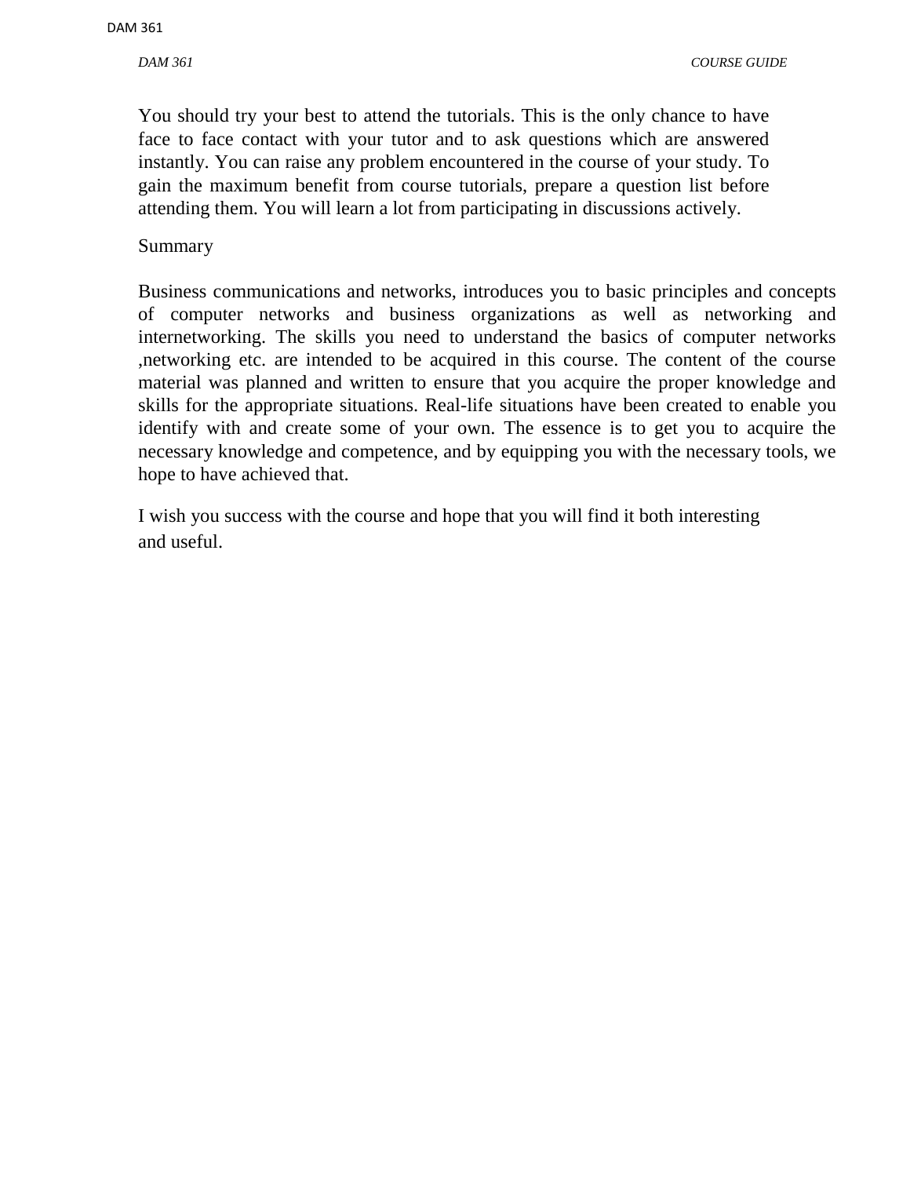You should try your best to attend the tutorials. This is the only chance to have face to face contact with your tutor and to ask questions which are answered instantly. You can raise any problem encountered in the course of your study. To gain the maximum benefit from course tutorials, prepare a question list before attending them. You will learn a lot from participating in discussions actively.

## Summary

Business communications and networks, introduces you to basic principles and concepts of computer networks and business organizations as well as networking and internetworking. The skills you need to understand the basics of computer networks ,networking etc. are intended to be acquired in this course. The content of the course material was planned and written to ensure that you acquire the proper knowledge and skills for the appropriate situations. Real-life situations have been created to enable you identify with and create some of your own. The essence is to get you to acquire the necessary knowledge and competence, and by equipping you with the necessary tools, we hope to have achieved that.

I wish you success with the course and hope that you will find it both interesting and useful.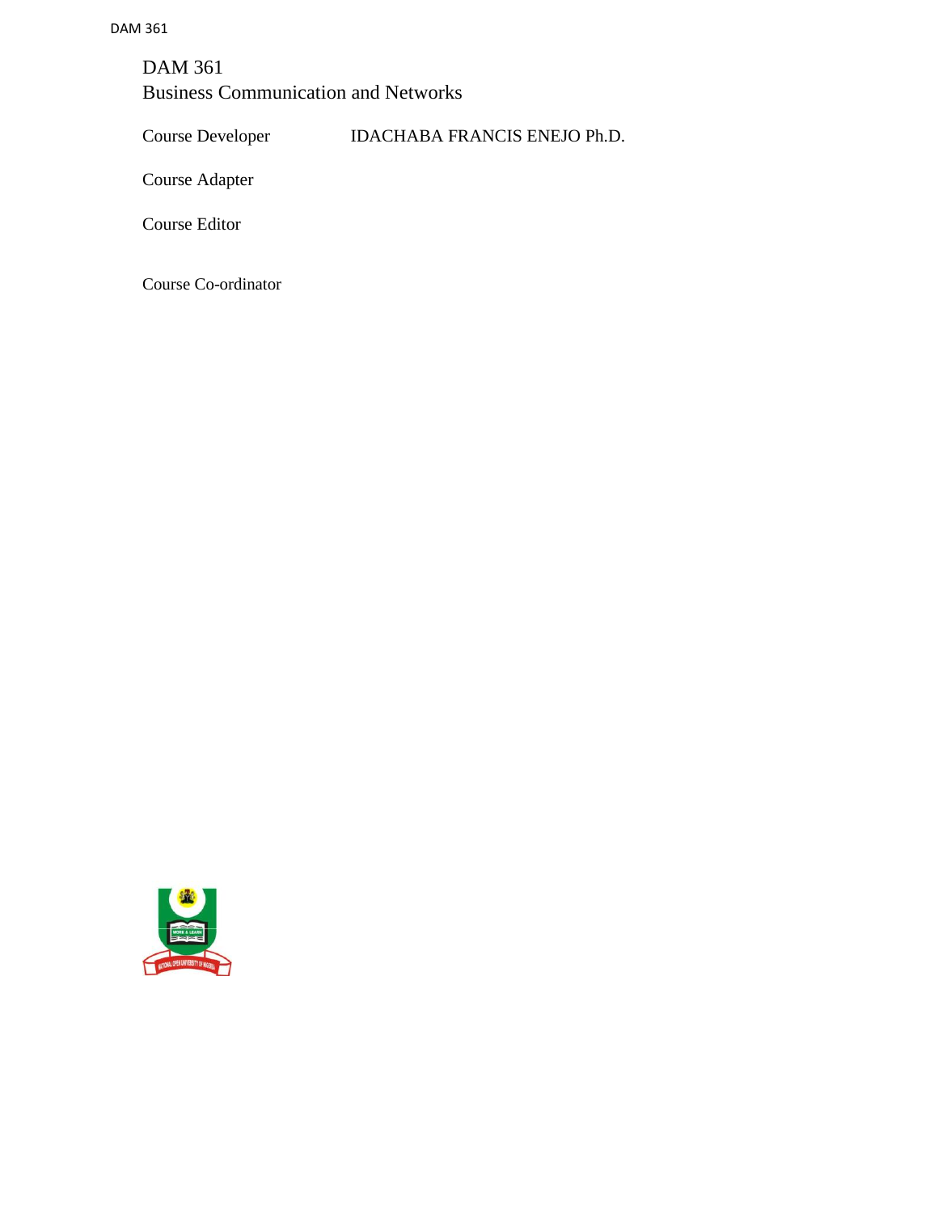DAM 361

Business Communication and Networks

| | |
|---|---|
| Course Developer | IDACHABA FRANCIS ENEJO Ph.D. |
| Course Adapter | |
| Course Editor | |
| Course Co-ordinator | |